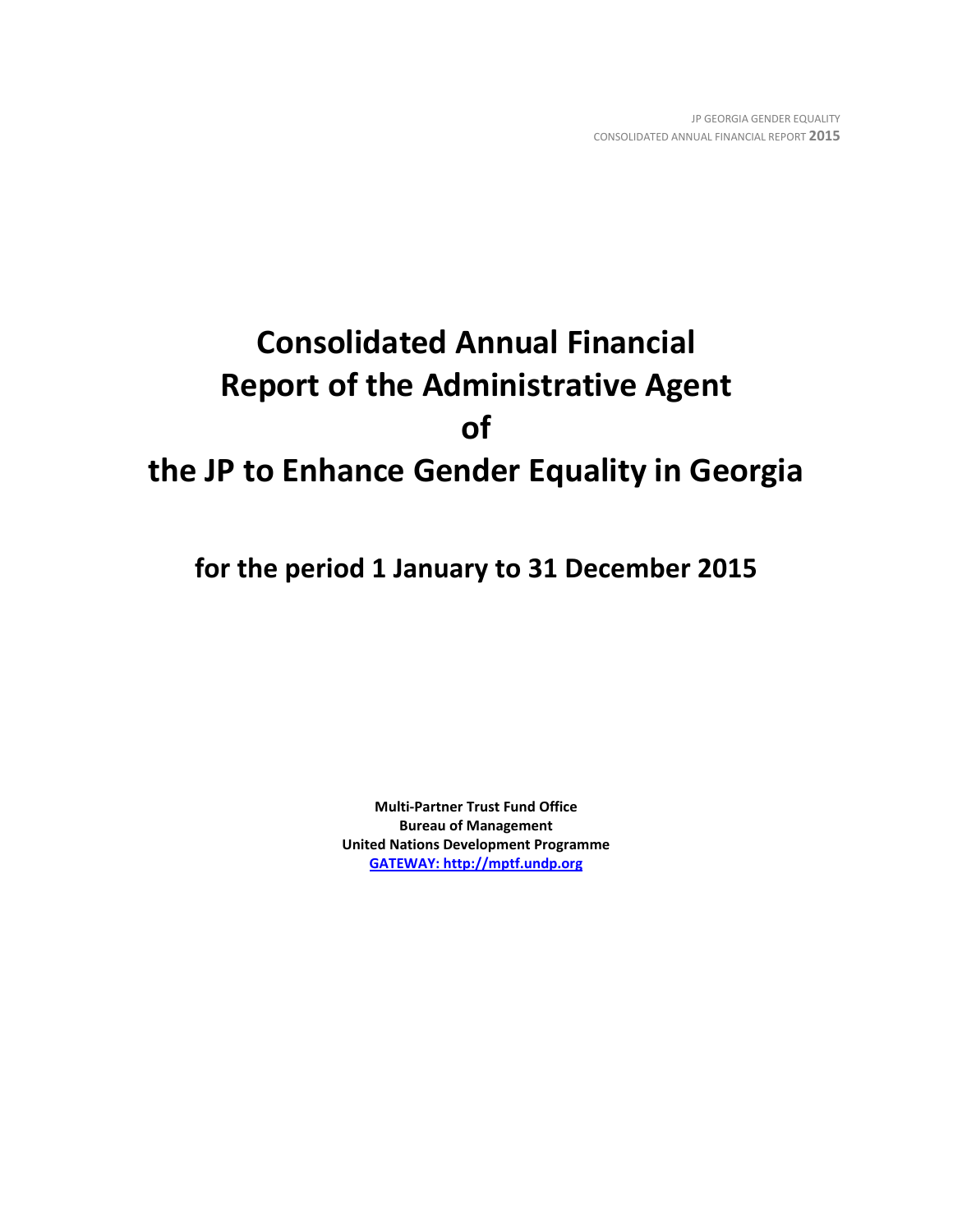# Consolidated Annual Financial Report of the Administrative Agent of the JP to Enhance Gender Equality in Georgia

## for the period 1 January to 31 December 2015

**Multi-Partner Trust Fund Office**
**Bureau of Management**
**United Nations Development Programme**
**[GATEWAY: http://mptf.undp.org](http://mptf.undp.org)**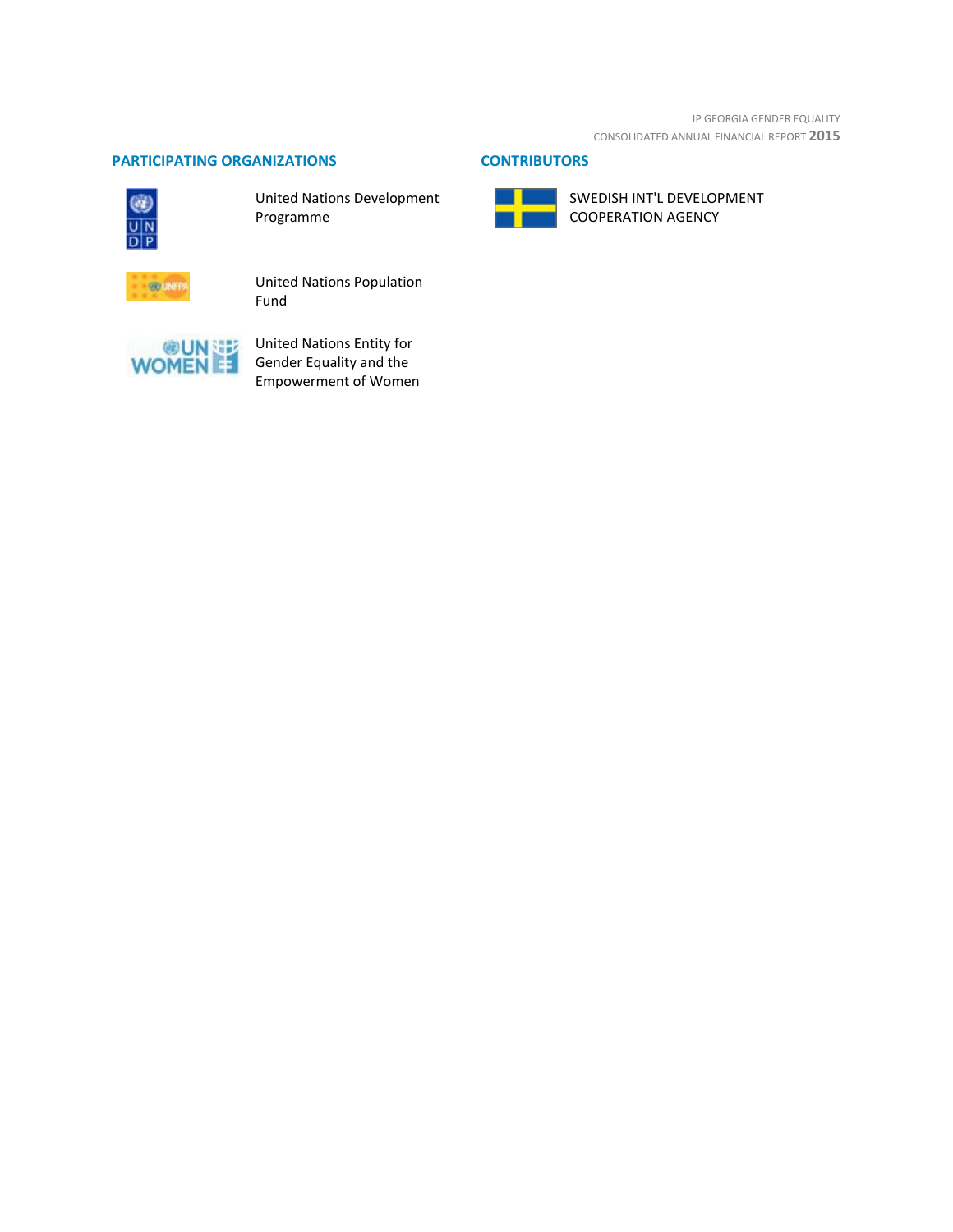## PARTICIPATING ORGANIZATIONS

United Nations Development Programme

United Nations Population Fund

United Nations Entity for Gender Equality and the Empowerment of Women

## CONTRIBUTORS

SWEDISH INT'L DEVELOPMENT COOPERATION AGENCY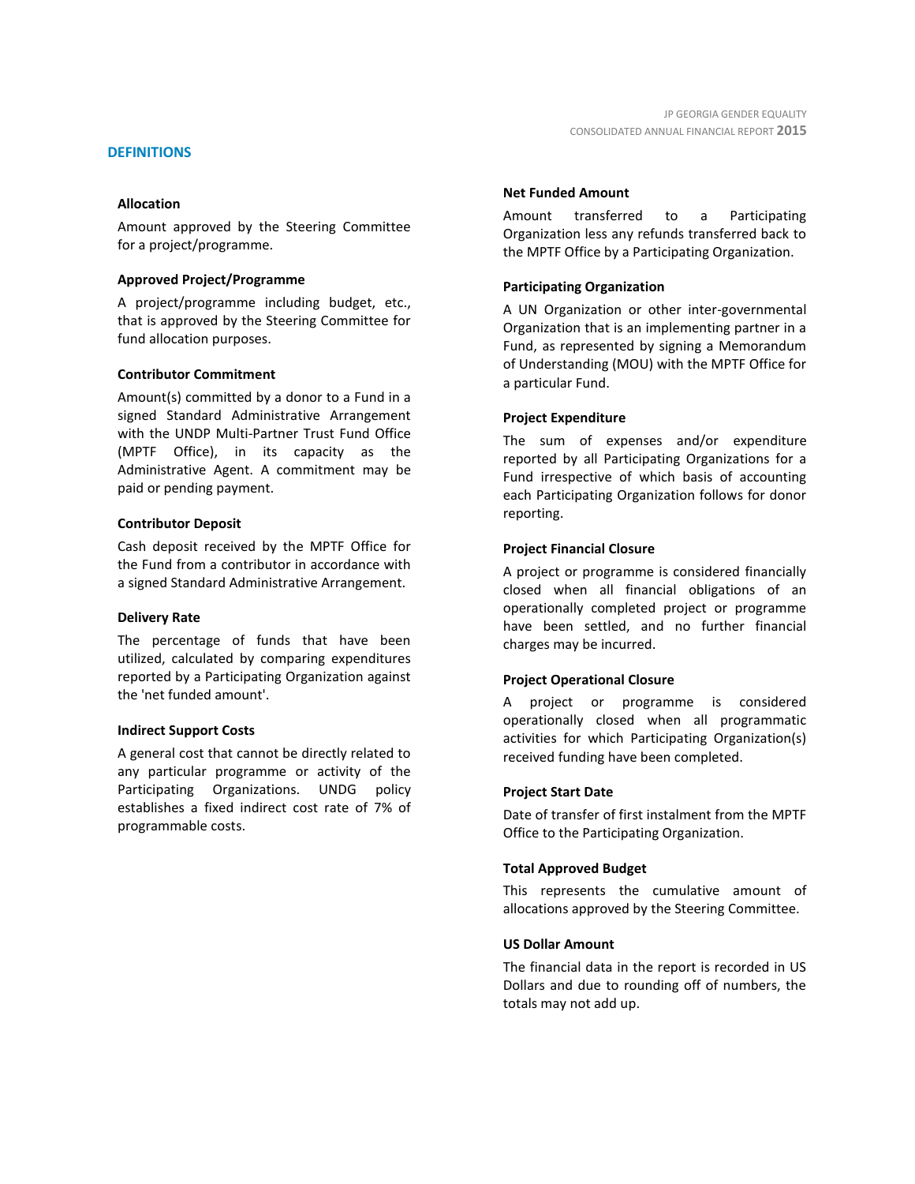## DEFINITIONS

### Allocation

Amount approved by the Steering Committee for a project/programme.

### Approved Project/Programme

A project/programme including budget, etc., that is approved by the Steering Committee for fund allocation purposes.

### Contributor Commitment

Amount(s) committed by a donor to a Fund in a signed Standard Administrative Arrangement with the UNDP Multi-Partner Trust Fund Office (MPTF Office), in its capacity as the Administrative Agent. A commitment may be paid or pending payment.

### Contributor Deposit

Cash deposit received by the MPTF Office for the Fund from a contributor in accordance with a signed Standard Administrative Arrangement.

### Delivery Rate

The percentage of funds that have been utilized, calculated by comparing expenditures reported by a Participating Organization against the 'net funded amount'.

### Indirect Support Costs

A general cost that cannot be directly related to any particular programme or activity of the Participating Organizations. UNDG policy establishes a fixed indirect cost rate of 7% of programmable costs.

### Net Funded Amount

Amount transferred to a Participating Organization less any refunds transferred back to the MPTF Office by a Participating Organization.

### Participating Organization

A UN Organization or other inter-governmental Organization that is an implementing partner in a Fund, as represented by signing a Memorandum of Understanding (MOU) with the MPTF Office for a particular Fund.

### Project Expenditure

The sum of expenses and/or expenditure reported by all Participating Organizations for a Fund irrespective of which basis of accounting each Participating Organization follows for donor reporting.

### Project Financial Closure

A project or programme is considered financially closed when all financial obligations of an operationally completed project or programme have been settled, and no further financial charges may be incurred.

### Project Operational Closure

A project or programme is considered operationally closed when all programmatic activities for which Participating Organization(s) received funding have been completed.

### Project Start Date

Date of transfer of first instalment from the MPTF Office to the Participating Organization.

### Total Approved Budget

This represents the cumulative amount of allocations approved by the Steering Committee.

### US Dollar Amount

The financial data in the report is recorded in US Dollars and due to rounding off of numbers, the totals may not add up.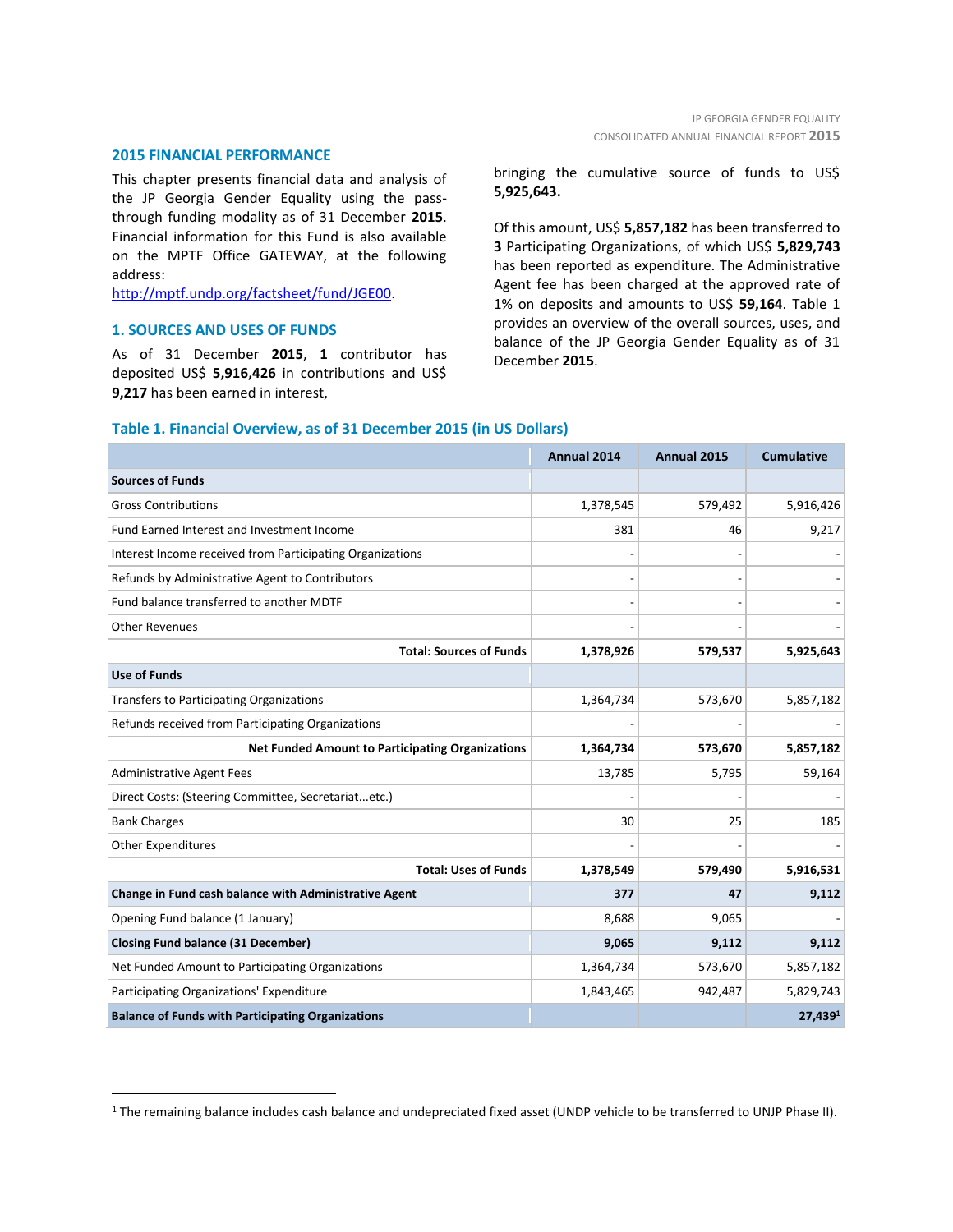## 2015 FINANCIAL PERFORMANCE

This chapter presents financial data and analysis of the JP Georgia Gender Equality using the pass-through funding modality as of 31 December **2015**. Financial information for this Fund is also available on the MPTF Office GATEWAY, at the following address: http://mptf.undp.org/factsheet/fund/JGE00.

### 1. SOURCES AND USES OF FUNDS

As of 31 December **2015**, **1** contributor has deposited US$ **5,916,426** in contributions and US$ **9,217** has been earned in interest, bringing the cumulative source of funds to US$ **5,925,643.**

Of this amount, US$ **5,857,182** has been transferred to **3** Participating Organizations, of which US$ **5,829,743** has been reported as expenditure. The Administrative Agent fee has been charged at the approved rate of 1% on deposits and amounts to US$ **59,164**. Table 1 provides an overview of the overall sources, uses, and balance of the JP Georgia Gender Equality as of 31 December **2015**.

**Table 1. Financial Overview, as of 31 December 2015 (in US Dollars)**

| | Annual 2014 | Annual 2015 | Cumulative |
|---|---|---|---|
| **Sources of Funds** | | | |
| Gross Contributions | 1,378,545 | 579,492 | 5,916,426 |
| Fund Earned Interest and Investment Income | 381 | 46 | 9,217 |
| Interest Income received from Participating Organizations | - | - | - |
| Refunds by Administrative Agent to Contributors | - | - | - |
| Fund balance transferred to another MDTF | - | - | - |
| Other Revenues | - | - | - |
| **Total: Sources of Funds** | **1,378,926** | **579,537** | **5,925,643** |
| **Use of Funds** | | | |
| Transfers to Participating Organizations | 1,364,734 | 573,670 | 5,857,182 |
| Refunds received from Participating Organizations | - | - | - |
| **Net Funded Amount to Participating Organizations** | **1,364,734** | **573,670** | **5,857,182** |
| Administrative Agent Fees | 13,785 | 5,795 | 59,164 |
| Direct Costs: (Steering Committee, Secretariat...etc.) | - | - | - |
| Bank Charges | 30 | 25 | 185 |
| Other Expenditures | - | - | - |
| **Total: Uses of Funds** | **1,378,549** | **579,490** | **5,916,531** |
| **Change in Fund cash balance with Administrative Agent** | **377** | **47** | **9,112** |
| Opening Fund balance (1 January) | 8,688 | 9,065 | - |
| **Closing Fund balance (31 December)** | **9,065** | **9,112** | **9,112** |
| Net Funded Amount to Participating Organizations | 1,364,734 | 573,670 | 5,857,182 |
| Participating Organizations' Expenditure | 1,843,465 | 942,487 | 5,829,743 |
| **Balance of Funds with Participating Organizations** | | | **27,439**[1] |

[1] The remaining balance includes cash balance and undepreciated fixed asset (UNDP vehicle to be transferred to UNJP Phase II).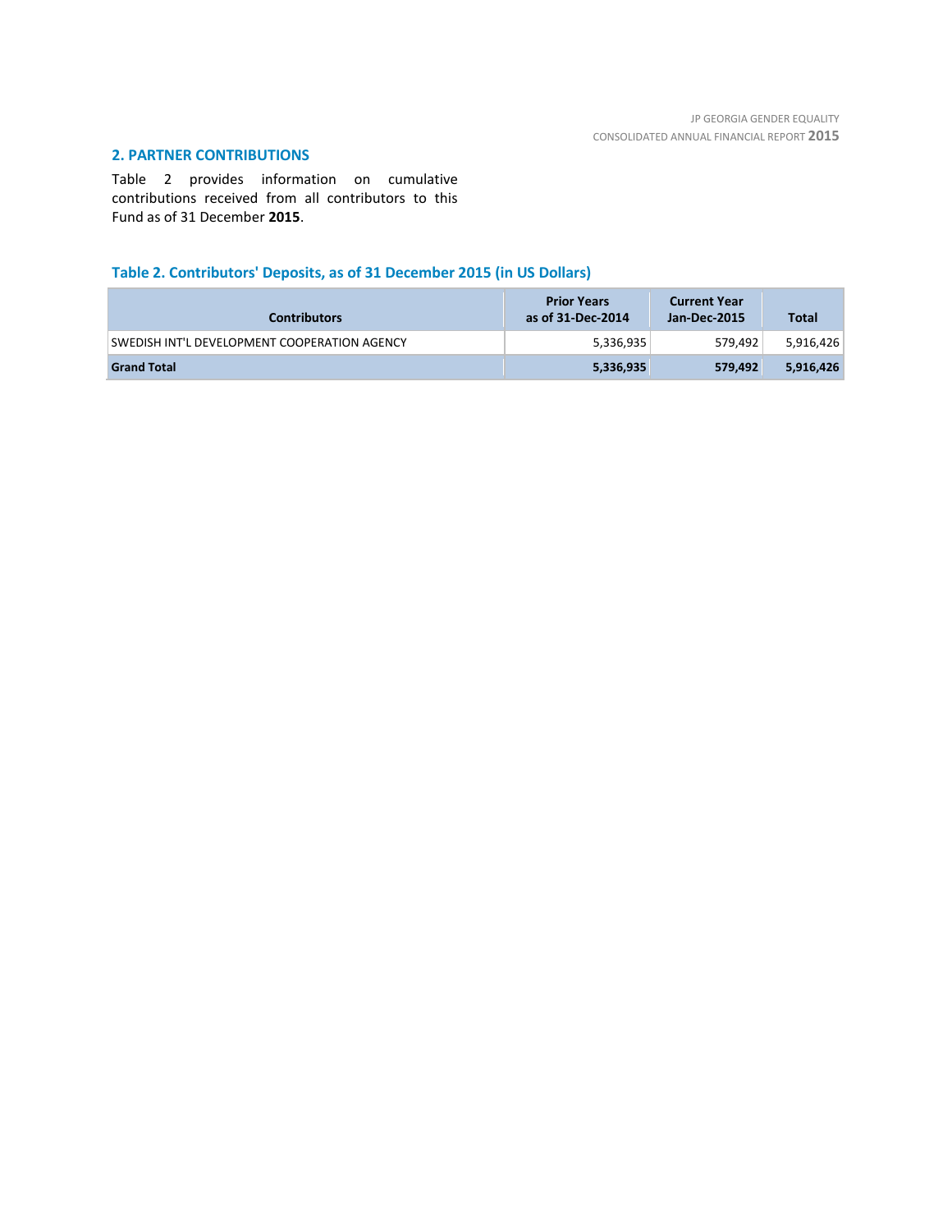## 2. PARTNER CONTRIBUTIONS

Table 2 provides information on cumulative contributions received from all contributors to this Fund as of 31 December **2015**.

### Table 2. Contributors' Deposits, as of 31 December 2015 (in US Dollars)

| Contributors | Prior Years as of 31-Dec-2014 | Current Year Jan-Dec-2015 | Total |
|---|---|---|---|
| SWEDISH INT'L DEVELOPMENT COOPERATION AGENCY | 5,336,935 | 579,492 | 5,916,426 |
| **Grand Total** | **5,336,935** | **579,492** | **5,916,426** |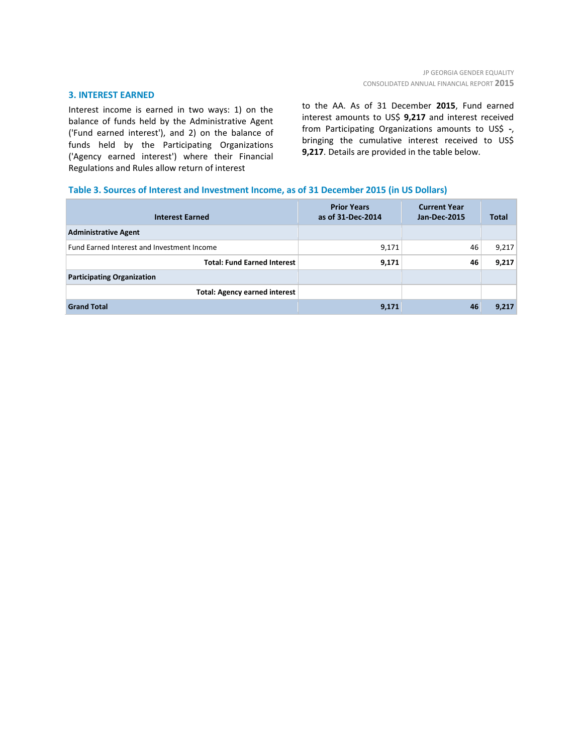## 3. INTEREST EARNED

Interest income is earned in two ways: 1) on the balance of funds held by the Administrative Agent ('Fund earned interest'), and 2) on the balance of funds held by the Participating Organizations ('Agency earned interest') where their Financial Regulations and Rules allow return of interest to the AA. As of 31 December **2015**, Fund earned interest amounts to US$ **9,217** and interest received from Participating Organizations amounts to US$ **-**, bringing the cumulative interest received to US$ **9,217**. Details are provided in the table below.

**Table 3. Sources of Interest and Investment Income, as of 31 December 2015 (in US Dollars)**

| Interest Earned | Prior Years as of 31-Dec-2014 | Current Year Jan-Dec-2015 | Total |
|---|---|---|---|
| **Administrative Agent** | | | |
| Fund Earned Interest and Investment Income | 9,171 | 46 | 9,217 |
| **Total: Fund Earned Interest** | **9,171** | **46** | **9,217** |
| **Participating Organization** | | | |
| **Total: Agency earned interest** | | | |
| **Grand Total** | **9,171** | **46** | **9,217** |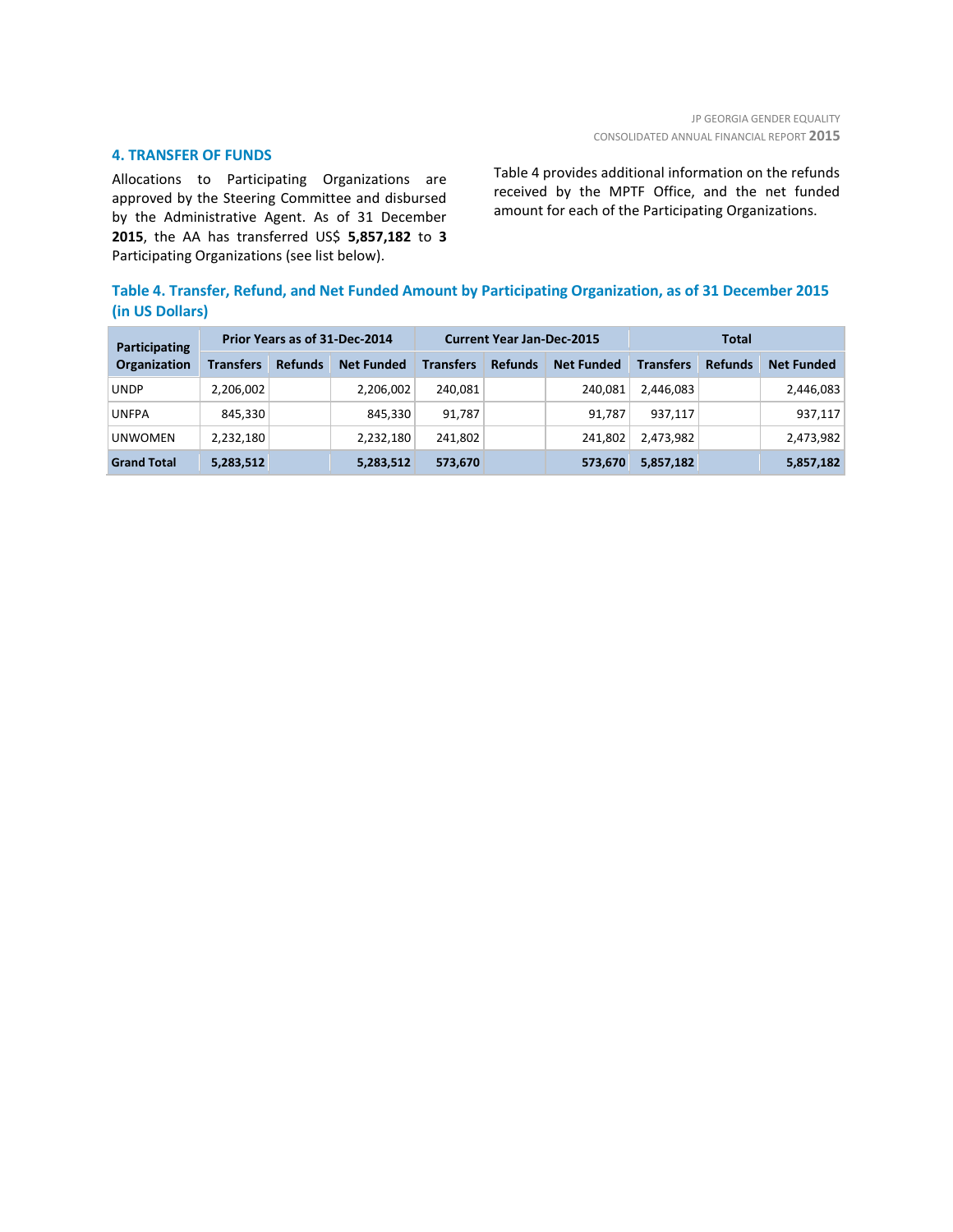## 4. TRANSFER OF FUNDS

Allocations to Participating Organizations are approved by the Steering Committee and disbursed by the Administrative Agent. As of 31 December **2015**, the AA has transferred US$ **5,857,182** to **3** Participating Organizations (see list below).

Table 4 provides additional information on the refunds received by the MPTF Office, and the net funded amount for each of the Participating Organizations.

**Table 4. Transfer, Refund, and Net Funded Amount by Participating Organization, as of 31 December 2015 (in US Dollars)**

| Participating Organization | Prior Years as of 31-Dec-2014 | | | Current Year Jan-Dec-2015 | | | Total | | |
|---|---|---|---|---|---|---|---|---|---|
| | Transfers | Refunds | Net Funded | Transfers | Refunds | Net Funded | Transfers | Refunds | Net Funded |
| UNDP | 2,206,002 | | 2,206,002 | 240,081 | | 240,081 | 2,446,083 | | 2,446,083 |
| UNFPA | 845,330 | | 845,330 | 91,787 | | 91,787 | 937,117 | | 937,117 |
| UNWOMEN | 2,232,180 | | 2,232,180 | 241,802 | | 241,802 | 2,473,982 | | 2,473,982 |
| **Grand Total** | **5,283,512** | | **5,283,512** | **573,670** | | **573,670** | **5,857,182** | | **5,857,182** |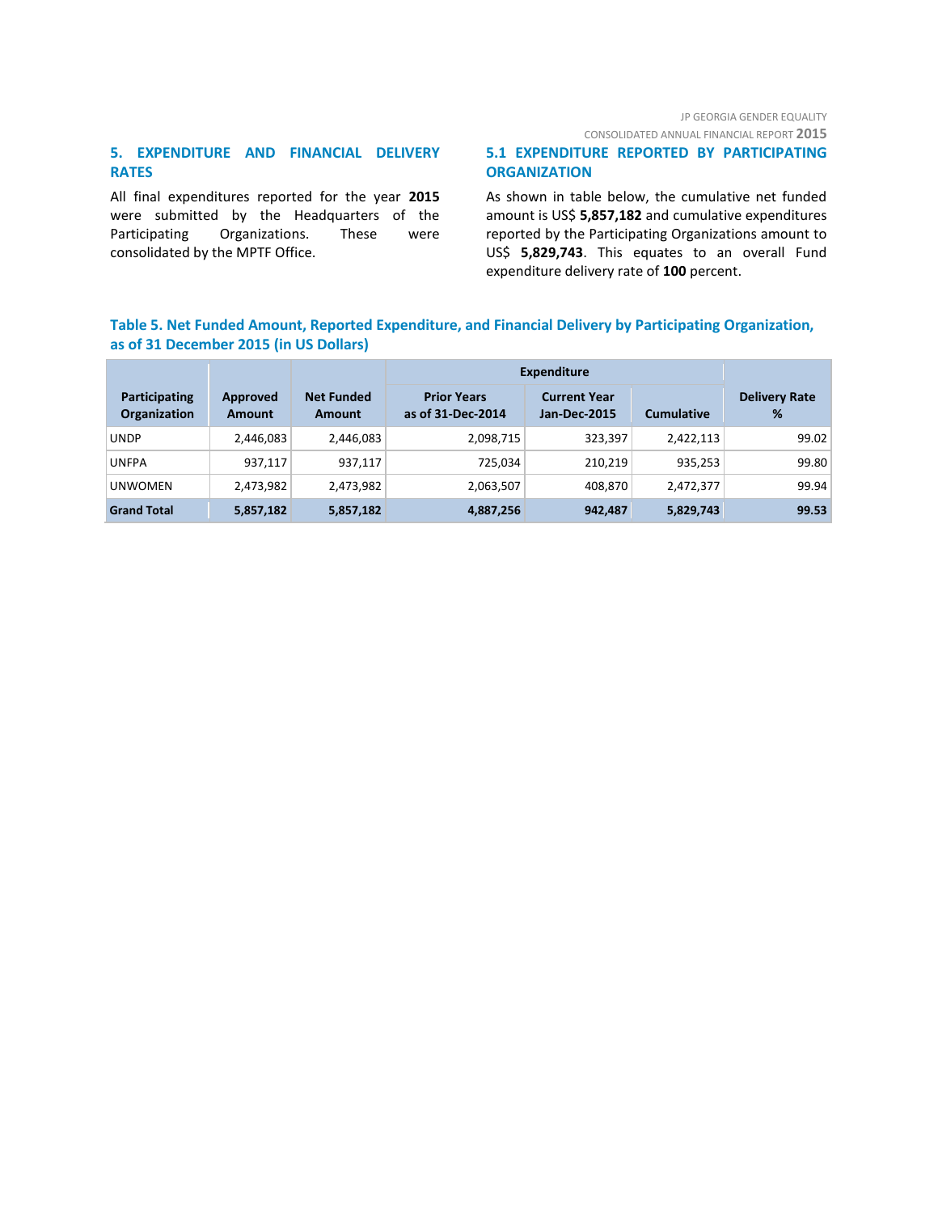## 5. EXPENDITURE AND FINANCIAL DELIVERY RATES

All final expenditures reported for the year **2015** were submitted by the Headquarters of the Participating Organizations. These were consolidated by the MPTF Office.

## 5.1 EXPENDITURE REPORTED BY PARTICIPATING ORGANIZATION

As shown in table below, the cumulative net funded amount is US$ **5,857,182** and cumulative expenditures reported by the Participating Organizations amount to US$ **5,829,743**. This equates to an overall Fund expenditure delivery rate of **100** percent.

**Table 5. Net Funded Amount, Reported Expenditure, and Financial Delivery by Participating Organization, as of 31 December 2015 (in US Dollars)**

| Participating Organization | Approved Amount | Net Funded Amount | Expenditure | | | Delivery Rate % |
|---|---|---|---|---|---|---|
| | | | Prior Years as of 31-Dec-2014 | Current Year Jan-Dec-2015 | Cumulative | |
| UNDP | 2,446,083 | 2,446,083 | 2,098,715 | 323,397 | 2,422,113 | 99.02 |
| UNFPA | 937,117 | 937,117 | 725,034 | 210,219 | 935,253 | 99.80 |
| UNWOMEN | 2,473,982 | 2,473,982 | 2,063,507 | 408,870 | 2,472,377 | 99.94 |
| **Grand Total** | **5,857,182** | **5,857,182** | **4,887,256** | **942,487** | **5,829,743** | **99.53** |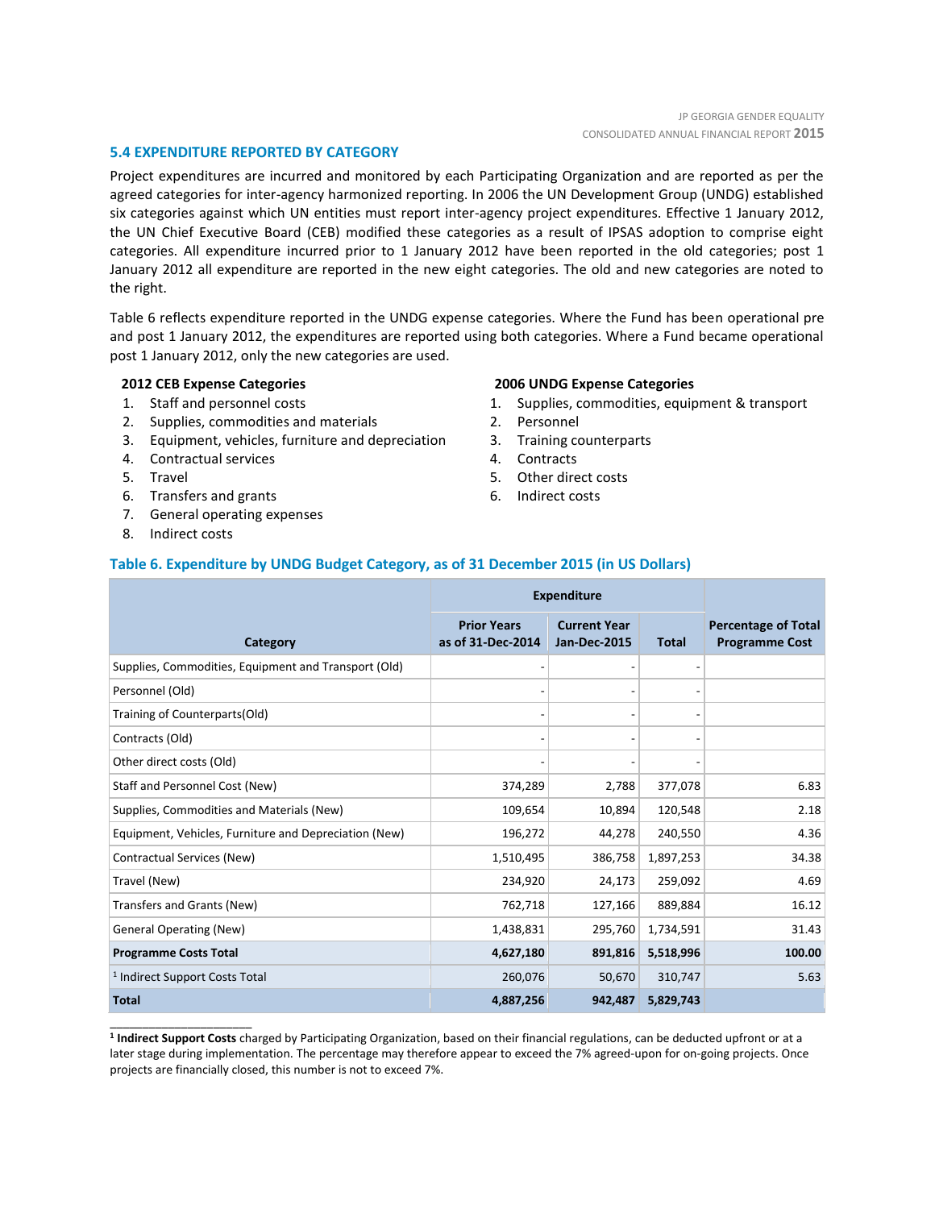## 5.4 EXPENDITURE REPORTED BY CATEGORY

Project expenditures are incurred and monitored by each Participating Organization and are reported as per the agreed categories for inter-agency harmonized reporting. In 2006 the UN Development Group (UNDG) established six categories against which UN entities must report inter-agency project expenditures. Effective 1 January 2012, the UN Chief Executive Board (CEB) modified these categories as a result of IPSAS adoption to comprise eight categories. All expenditure incurred prior to 1 January 2012 have been reported in the old categories; post 1 January 2012 all expenditure are reported in the new eight categories. The old and new categories are noted to the right.

Table 6 reflects expenditure reported in the UNDG expense categories. Where the Fund has been operational pre and post 1 January 2012, the expenditures are reported using both categories. Where a Fund became operational post 1 January 2012, only the new categories are used.

**2012 CEB Expense Categories**

1. Staff and personnel costs
2. Supplies, commodities and materials
3. Equipment, vehicles, furniture and depreciation
4. Contractual services
5. Travel
6. Transfers and grants
7. General operating expenses
8. Indirect costs

**2006 UNDG Expense Categories**

1. Supplies, commodities, equipment & transport
2. Personnel
3. Training counterparts
4. Contracts
5. Other direct costs
6. Indirect costs

### Table 6. Expenditure by UNDG Budget Category, as of 31 December 2015 (in US Dollars)

| Category | Expenditure | | | Percentage of Total Programme Cost |
|---|---|---|---|---|
| | Prior Years as of 31-Dec-2014 | Current Year Jan-Dec-2015 | Total | |
| Supplies, Commodities, Equipment and Transport (Old) | - | - | - | |
| Personnel (Old) | - | - | - | |
| Training of Counterparts(Old) | - | - | - | |
| Contracts (Old) | - | - | - | |
| Other direct costs (Old) | - | - | - | |
| Staff and Personnel Cost (New) | 374,289 | 2,788 | 377,078 | 6.83 |
| Supplies, Commodities and Materials (New) | 109,654 | 10,894 | 120,548 | 2.18 |
| Equipment, Vehicles, Furniture and Depreciation (New) | 196,272 | 44,278 | 240,550 | 4.36 |
| Contractual Services (New) | 1,510,495 | 386,758 | 1,897,253 | 34.38 |
| Travel (New) | 234,920 | 24,173 | 259,092 | 4.69 |
| Transfers and Grants (New) | 762,718 | 127,166 | 889,884 | 16.12 |
| General Operating (New) | 1,438,831 | 295,760 | 1,734,591 | 31.43 |
| **Programme Costs Total** | **4,627,180** | **891,816** | **5,518,996** | **100.00** |
| [1] Indirect Support Costs Total | 260,076 | 50,670 | 310,747 | 5.63 |
| **Total** | **4,887,256** | **942,487** | **5,829,743** | |

[1] **Indirect Support Costs** charged by Participating Organization, based on their financial regulations, can be deducted upfront or at a later stage during implementation. The percentage may therefore appear to exceed the 7% agreed-upon for on-going projects. Once projects are financially closed, this number is not to exceed 7%.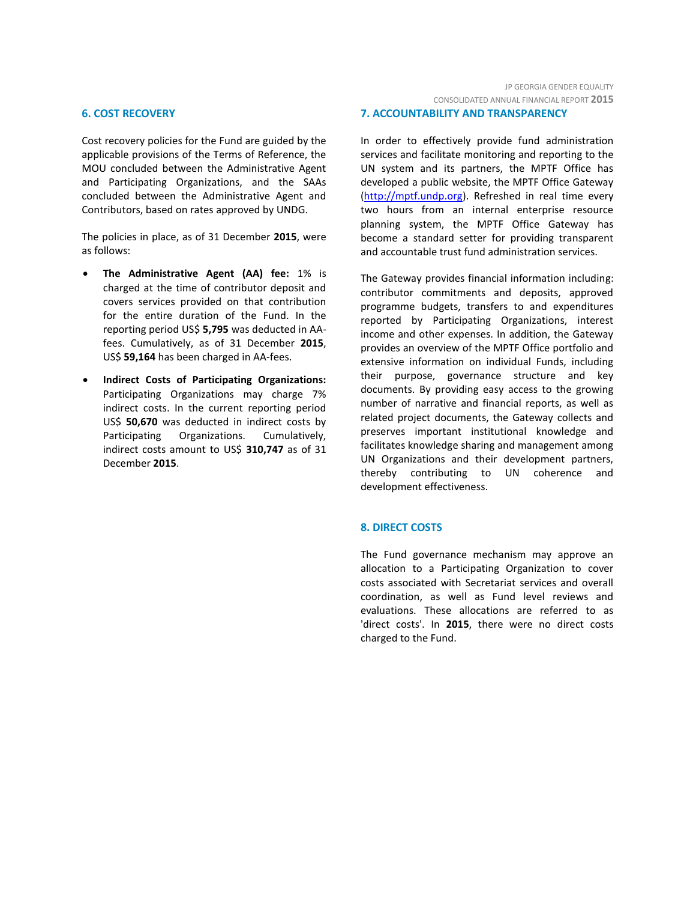## 6. COST RECOVERY

Cost recovery policies for the Fund are guided by the applicable provisions of the Terms of Reference, the MOU concluded between the Administrative Agent and Participating Organizations, and the SAAs concluded between the Administrative Agent and Contributors, based on rates approved by UNDG.

The policies in place, as of 31 December **2015**, were as follows:

- **The Administrative Agent (AA) fee:** 1% is charged at the time of contributor deposit and covers services provided on that contribution for the entire duration of the Fund. In the reporting period US$ **5,795** was deducted in AA-fees. Cumulatively, as of 31 December **2015**, US$ **59,164** has been charged in AA-fees.
- **Indirect Costs of Participating Organizations:** Participating Organizations may charge 7% indirect costs. In the current reporting period US$ **50,670** was deducted in indirect costs by Participating Organizations. Cumulatively, indirect costs amount to US$ **310,747** as of 31 December **2015**.

## 7. ACCOUNTABILITY AND TRANSPARENCY

In order to effectively provide fund administration services and facilitate monitoring and reporting to the UN system and its partners, the MPTF Office has developed a public website, the MPTF Office Gateway (http://mptf.undp.org). Refreshed in real time every two hours from an internal enterprise resource planning system, the MPTF Office Gateway has become a standard setter for providing transparent and accountable trust fund administration services.

The Gateway provides financial information including: contributor commitments and deposits, approved programme budgets, transfers to and expenditures reported by Participating Organizations, interest income and other expenses. In addition, the Gateway provides an overview of the MPTF Office portfolio and extensive information on individual Funds, including their purpose, governance structure and key documents. By providing easy access to the growing number of narrative and financial reports, as well as related project documents, the Gateway collects and preserves important institutional knowledge and facilitates knowledge sharing and management among UN Organizations and their development partners, thereby contributing to UN coherence and development effectiveness.

## 8. DIRECT COSTS

The Fund governance mechanism may approve an allocation to a Participating Organization to cover costs associated with Secretariat services and overall coordination, as well as Fund level reviews and evaluations. These allocations are referred to as 'direct costs'. In **2015**, there were no direct costs charged to the Fund.